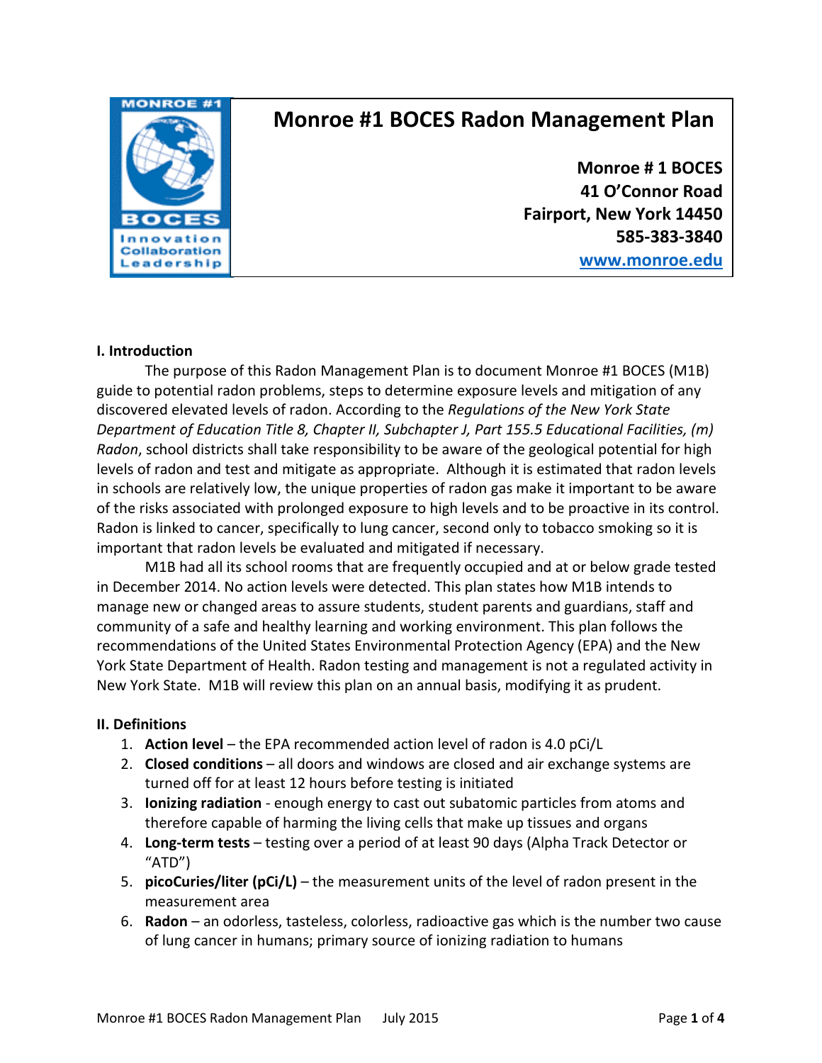# Monroe #1 BOCES Radon Management Plan

**Monroe # 1 BOCES**
**41 O'Connor Road**
**Fairport, New York 14450**
**585-383-3840**
**www.monroe.edu**

## I. Introduction

The purpose of this Radon Management Plan is to document Monroe #1 BOCES (M1B) guide to potential radon problems, steps to determine exposure levels and mitigation of any discovered elevated levels of radon. According to the *Regulations of the New York State Department of Education Title 8, Chapter II, Subchapter J, Part 155.5 Educational Facilities, (m) Radon*, school districts shall take responsibility to be aware of the geological potential for high levels of radon and test and mitigate as appropriate. Although it is estimated that radon levels in schools are relatively low, the unique properties of radon gas make it important to be aware of the risks associated with prolonged exposure to high levels and to be proactive in its control. Radon is linked to cancer, specifically to lung cancer, second only to tobacco smoking so it is important that radon levels be evaluated and mitigated if necessary.

M1B had all its school rooms that are frequently occupied and at or below grade tested in December 2014. No action levels were detected. This plan states how M1B intends to manage new or changed areas to assure students, student parents and guardians, staff and community of a safe and healthy learning and working environment. This plan follows the recommendations of the United States Environmental Protection Agency (EPA) and the New York State Department of Health. Radon testing and management is not a regulated activity in New York State. M1B will review this plan on an annual basis, modifying it as prudent.

## II. Definitions

1. **Action level** – the EPA recommended action level of radon is 4.0 pCi/L
2. **Closed conditions** – all doors and windows are closed and air exchange systems are turned off for at least 12 hours before testing is initiated
3. **Ionizing radiation** - enough energy to cast out subatomic particles from atoms and therefore capable of harming the living cells that make up tissues and organs
4. **Long-term tests** – testing over a period of at least 90 days (Alpha Track Detector or "ATD")
5. **picoCuries/liter (pCi/L)** – the measurement units of the level of radon present in the measurement area
6. **Radon** – an odorless, tasteless, colorless, radioactive gas which is the number two cause of lung cancer in humans; primary source of ionizing radiation to humans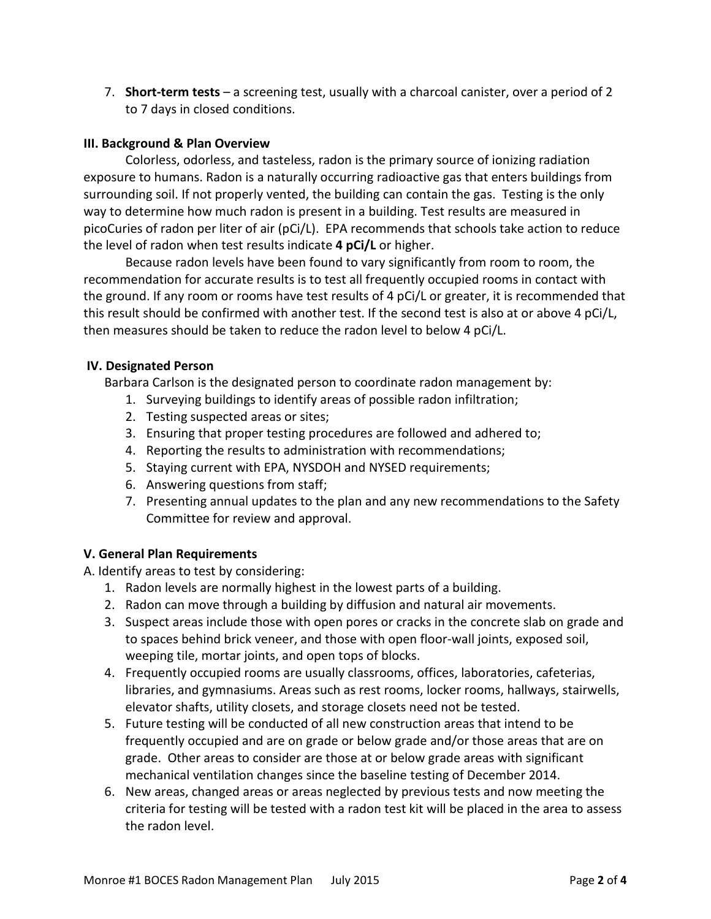7. **Short-term tests** – a screening test, usually with a charcoal canister, over a period of 2 to 7 days in closed conditions.

### III. Background & Plan Overview

Colorless, odorless, and tasteless, radon is the primary source of ionizing radiation exposure to humans. Radon is a naturally occurring radioactive gas that enters buildings from surrounding soil. If not properly vented, the building can contain the gas. Testing is the only way to determine how much radon is present in a building. Test results are measured in picoCuries of radon per liter of air (pCi/L). EPA recommends that schools take action to reduce the level of radon when test results indicate **4 pCi/L** or higher.

Because radon levels have been found to vary significantly from room to room, the recommendation for accurate results is to test all frequently occupied rooms in contact with the ground. If any room or rooms have test results of 4 pCi/L or greater, it is recommended that this result should be confirmed with another test. If the second test is also at or above 4 pCi/L, then measures should be taken to reduce the radon level to below 4 pCi/L.

### IV. Designated Person

Barbara Carlson is the designated person to coordinate radon management by:

1. Surveying buildings to identify areas of possible radon infiltration;
2. Testing suspected areas or sites;
3. Ensuring that proper testing procedures are followed and adhered to;
4. Reporting the results to administration with recommendations;
5. Staying current with EPA, NYSDOH and NYSED requirements;
6. Answering questions from staff;
7. Presenting annual updates to the plan and any new recommendations to the Safety Committee for review and approval.

### V. General Plan Requirements

A. Identify areas to test by considering:

1. Radon levels are normally highest in the lowest parts of a building.
2. Radon can move through a building by diffusion and natural air movements.
3. Suspect areas include those with open pores or cracks in the concrete slab on grade and to spaces behind brick veneer, and those with open floor-wall joints, exposed soil, weeping tile, mortar joints, and open tops of blocks.
4. Frequently occupied rooms are usually classrooms, offices, laboratories, cafeterias, libraries, and gymnasiums. Areas such as rest rooms, locker rooms, hallways, stairwells, elevator shafts, utility closets, and storage closets need not be tested.
5. Future testing will be conducted of all new construction areas that intend to be frequently occupied and are on grade or below grade and/or those areas that are on grade. Other areas to consider are those at or below grade areas with significant mechanical ventilation changes since the baseline testing of December 2014.
6. New areas, changed areas or areas neglected by previous tests and now meeting the criteria for testing will be tested with a radon test kit will be placed in the area to assess the radon level.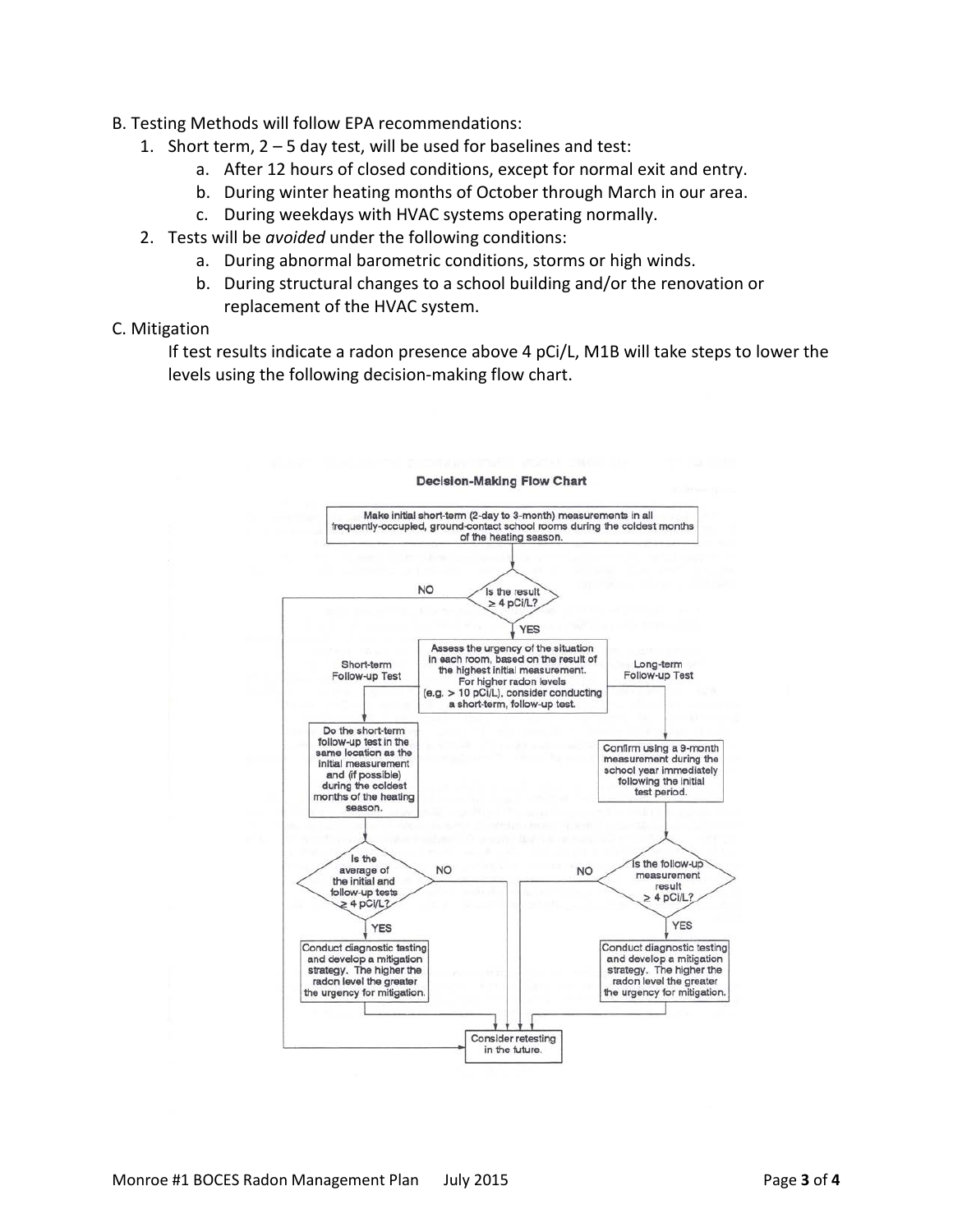B. Testing Methods will follow EPA recommendations:

1. Short term, 2 – 5 day test, will be used for baselines and test:
    a. After 12 hours of closed conditions, except for normal exit and entry.
    b. During winter heating months of October through March in our area.
    c. During weekdays with HVAC systems operating normally.
2. Tests will be *avoided* under the following conditions:
    a. During abnormal barometric conditions, storms or high winds.
    b. During structural changes to a school building and/or the renovation or replacement of the HVAC system.

C. Mitigation

If test results indicate a radon presence above 4 pCi/L, M1B will take steps to lower the levels using the following decision-making flow chart.

**Decision-Making Flow Chart**

Make initial short-term (2-day to 3-month) measurements in all frequently-occupied, ground-contact school rooms during the coldest months of the heating season.

Is the result ≥ 4 pCi/L?

NO → Consider retesting in the future.

YES → Assess the urgency of the situation in each room, based on the result of the highest initial measurement. For higher radon levels (e.g. > 10 pCi/L), consider conducting a short-term, follow-up test.

Short-term Follow-up Test:

Do the short-term follow-up test in the same location as the initial measurement and (if possible) during the coldest months of the heating season.

Is the average of the initial and follow-up tests ≥ 4 pCi/L?

- NO → Consider retesting in the future.
- YES → Conduct diagnostic testing and develop a mitigation strategy. The higher the radon level the greater the urgency for mitigation. → Consider retesting in the future.

Long-term Follow-up Test:

Confirm using a 9-month measurement during the school year immediately following the initial test period.

Is the follow-up measurement result ≥ 4 pCi/L?

- NO → Consider retesting in the future.
- YES → Conduct diagnostic testing and develop a mitigation strategy. The higher the radon level the greater the urgency for mitigation. → Consider retesting in the future.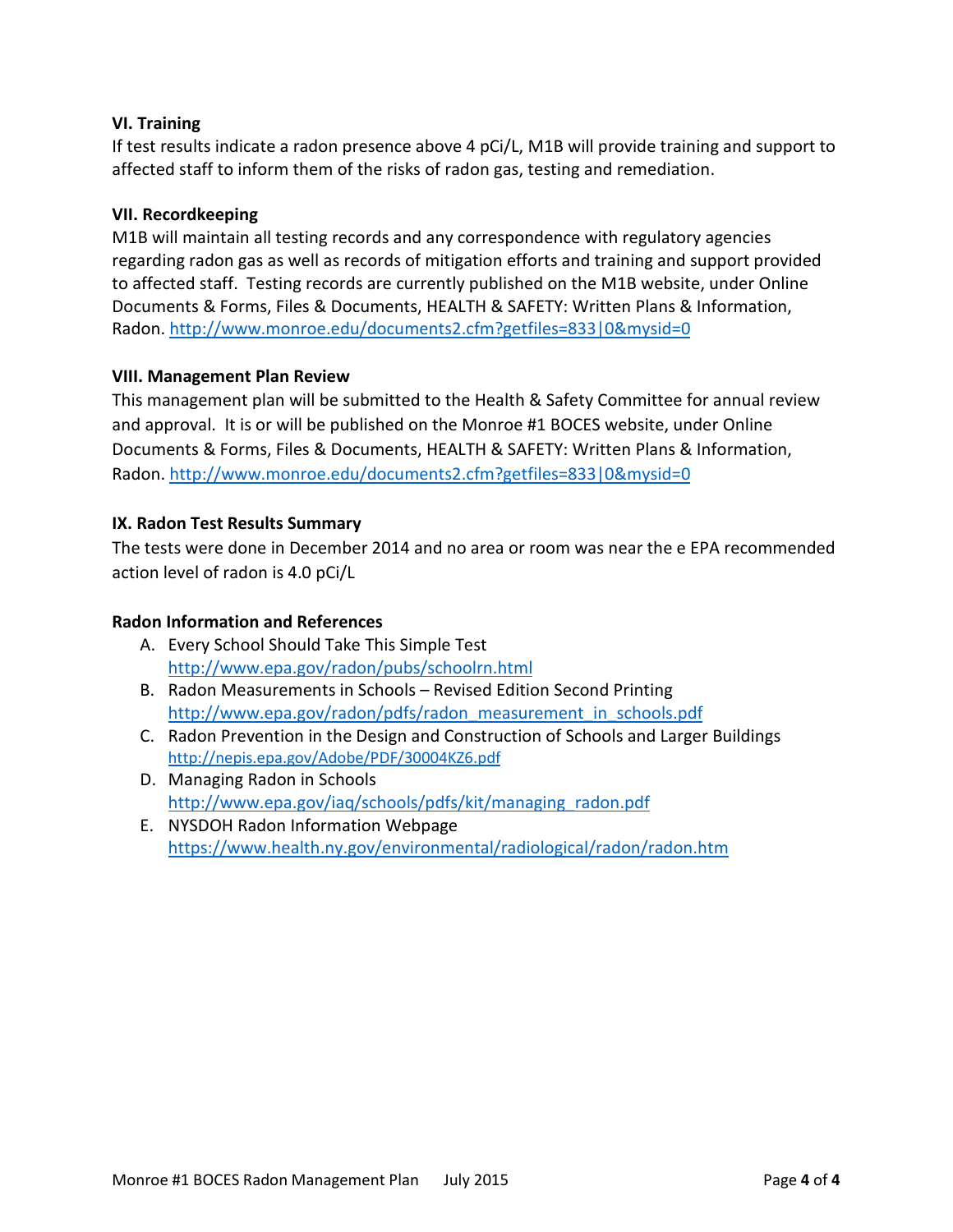### VI. Training

If test results indicate a radon presence above 4 pCi/L, M1B will provide training and support to affected staff to inform them of the risks of radon gas, testing and remediation.

### VII. Recordkeeping

M1B will maintain all testing records and any correspondence with regulatory agencies regarding radon gas as well as records of mitigation efforts and training and support provided to affected staff. Testing records are currently published on the M1B website, under Online Documents & Forms, Files & Documents, HEALTH & SAFETY: Written Plans & Information, Radon. http://www.monroe.edu/documents2.cfm?getfiles=833|0&mysid=0

### VIII. Management Plan Review

This management plan will be submitted to the Health & Safety Committee for annual review and approval. It is or will be published on the Monroe #1 BOCES website, under Online Documents & Forms, Files & Documents, HEALTH & SAFETY: Written Plans & Information, Radon. http://www.monroe.edu/documents2.cfm?getfiles=833|0&mysid=0

### IX. Radon Test Results Summary

The tests were done in December 2014 and no area or room was near the e EPA recommended action level of radon is 4.0 pCi/L

### Radon Information and References

A. Every School Should Take This Simple Test
   http://www.epa.gov/radon/pubs/schoolrn.html
B. Radon Measurements in Schools – Revised Edition Second Printing
   http://www.epa.gov/radon/pdfs/radon_measurement_in_schools.pdf
C. Radon Prevention in the Design and Construction of Schools and Larger Buildings
   http://nepis.epa.gov/Adobe/PDF/30004KZ6.pdf
D. Managing Radon in Schools
   http://www.epa.gov/iaq/schools/pdfs/kit/managing_radon.pdf
E. NYSDOH Radon Information Webpage
   https://www.health.ny.gov/environmental/radiological/radon/radon.htm